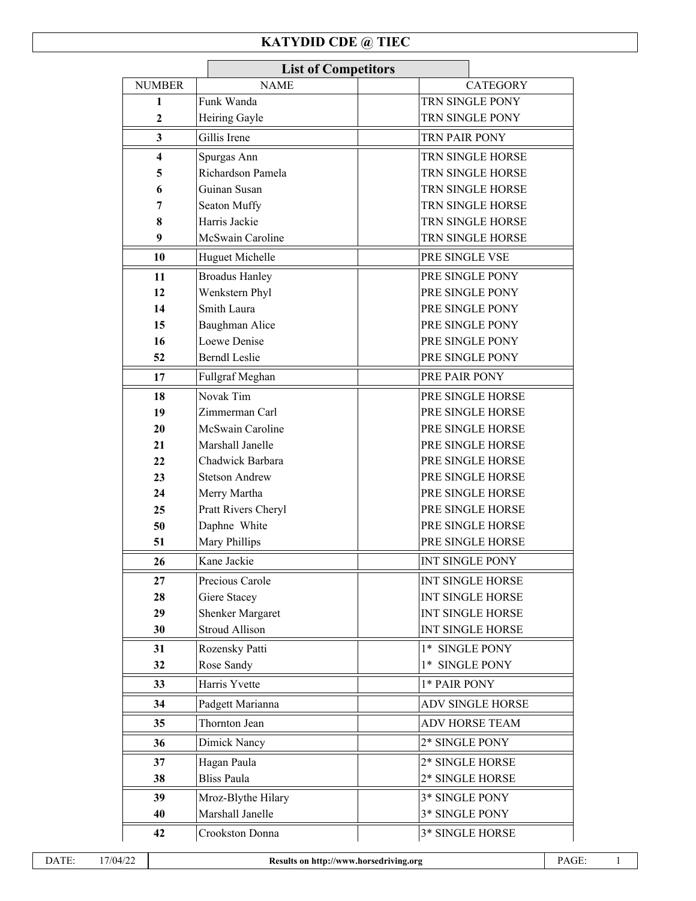# KATYDID CDE @ TIEC

## List of Competitors

| NUMBER | NAME | | CATEGORY |
|---|---|---|---|
| 1 | Funk Wanda | | TRN SINGLE PONY |
| 2 | Heiring Gayle | | TRN SINGLE PONY |
| 3 | Gillis Irene | | TRN PAIR PONY |
| 4 | Spurgas Ann | | TRN SINGLE HORSE |
| 5 | Richardson Pamela | | TRN SINGLE HORSE |
| 6 | Guinan Susan | | TRN SINGLE HORSE |
| 7 | Seaton Muffy | | TRN SINGLE HORSE |
| 8 | Harris Jackie | | TRN SINGLE HORSE |
| 9 | McSwain Caroline | | TRN SINGLE HORSE |
| 10 | Huguet Michelle | | PRE SINGLE VSE |
| 11 | Broadus Hanley | | PRE SINGLE PONY |
| 12 | Wenkstern Phyl | | PRE SINGLE PONY |
| 14 | Smith Laura | | PRE SINGLE PONY |
| 15 | Baughman Alice | | PRE SINGLE PONY |
| 16 | Loewe Denise | | PRE SINGLE PONY |
| 52 | Berndl Leslie | | PRE SINGLE PONY |
| 17 | Fullgraf Meghan | | PRE PAIR PONY |
| 18 | Novak Tim | | PRE SINGLE HORSE |
| 19 | Zimmerman Carl | | PRE SINGLE HORSE |
| 20 | McSwain Caroline | | PRE SINGLE HORSE |
| 21 | Marshall Janelle | | PRE SINGLE HORSE |
| 22 | Chadwick Barbara | | PRE SINGLE HORSE |
| 23 | Stetson Andrew | | PRE SINGLE HORSE |
| 24 | Merry Martha | | PRE SINGLE HORSE |
| 25 | Pratt Rivers Cheryl | | PRE SINGLE HORSE |
| 50 | Daphne White | | PRE SINGLE HORSE |
| 51 | Mary Phillips | | PRE SINGLE HORSE |
| 26 | Kane Jackie | | INT SINGLE PONY |
| 27 | Precious Carole | | INT SINGLE HORSE |
| 28 | Giere Stacey | | INT SINGLE HORSE |
| 29 | Shenker Margaret | | INT SINGLE HORSE |
| 30 | Stroud Allison | | INT SINGLE HORSE |
| 31 | Rozensky Patti | | 1* SINGLE PONY |
| 32 | Rose Sandy | | 1* SINGLE PONY |
| 33 | Harris Yvette | | 1* PAIR PONY |
| 34 | Padgett Marianna | | ADV SINGLE HORSE |
| 35 | Thornton Jean | | ADV HORSE TEAM |
| 36 | Dimick Nancy | | 2* SINGLE PONY |
| 37 | Hagan Paula | | 2* SINGLE HORSE |
| 38 | Bliss Paula | | 2* SINGLE HORSE |
| 39 | Mroz-Blythe Hilary | | 3* SINGLE PONY |
| 40 | Marshall Janelle | | 3* SINGLE PONY |
| 42 | Crookston Donna | | 3* SINGLE HORSE |

DATE: 17/04/22 — Results on http://www.horsedriving.org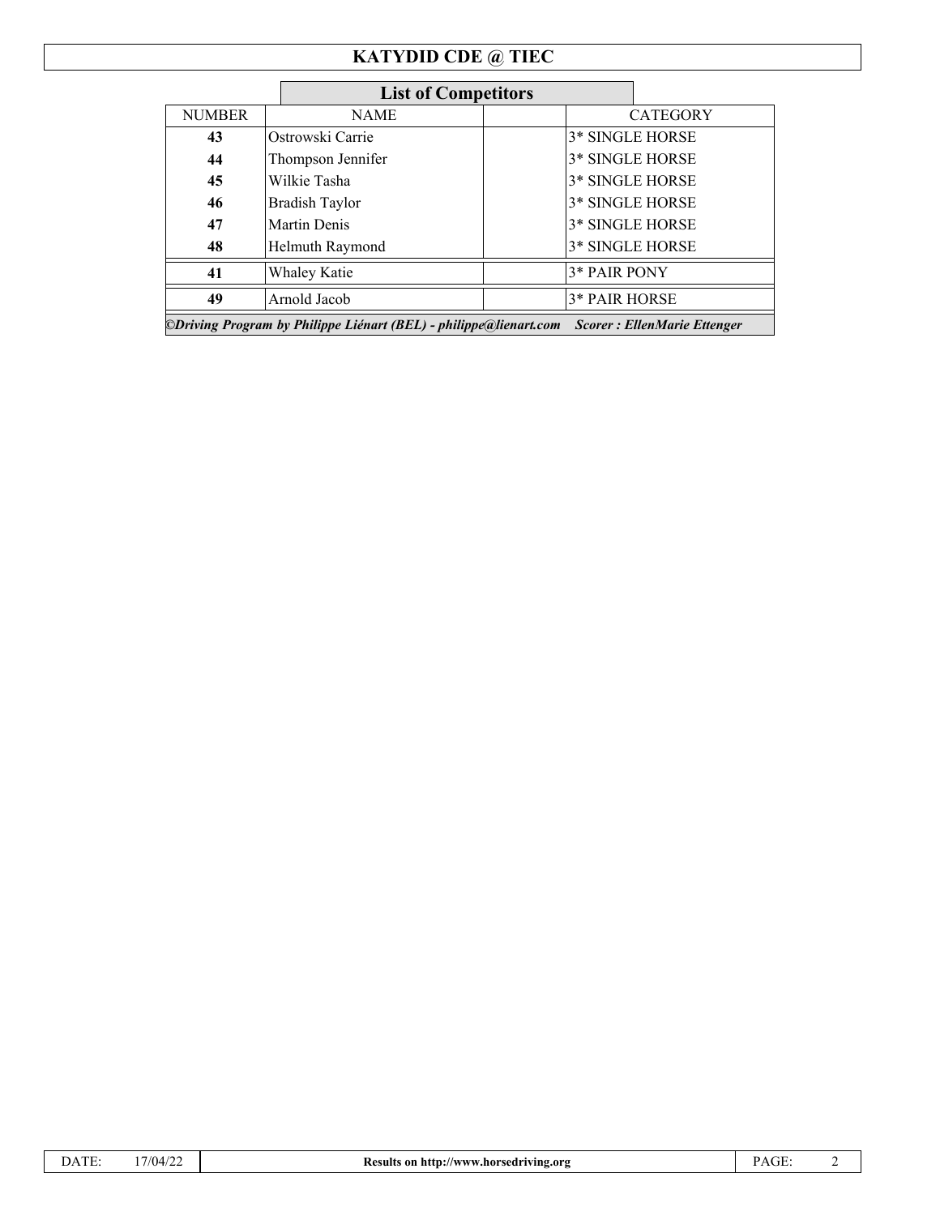# KATYDID CDE @ TIEC

## List of Competitors

| NUMBER | NAME | | CATEGORY |
|---|---|---|---|
| **43** | Ostrowski Carrie | | 3* SINGLE HORSE |
| **44** | Thompson Jennifer | | 3* SINGLE HORSE |
| **45** | Wilkie Tasha | | 3* SINGLE HORSE |
| **46** | Bradish Taylor | | 3* SINGLE HORSE |
| **47** | Martin Denis | | 3* SINGLE HORSE |
| **48** | Helmuth Raymond | | 3* SINGLE HORSE |
| **41** | Whaley Katie | | 3* PAIR PONY |
| **49** | Arnold Jacob | | 3* PAIR HORSE |

***©Driving Program by Philippe Liénart (BEL) - philippe@lienart.com Scorer : EllenMarie Ettenger***

DATE: 17/04/22 **Results on http://www.horsedriving.org**